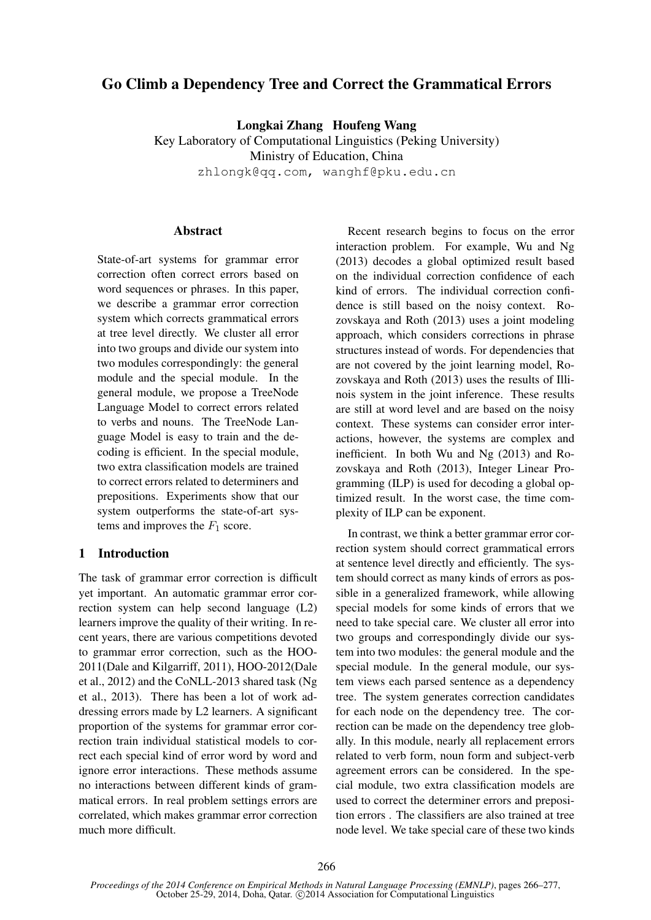# Go Climb a Dependency Tree and Correct the Grammatical Errors

**Longkai Zhang Houfeng Wang**
Key Laboratory of Computational Linguistics (Peking University)
Ministry of Education, China
zhlongk@qq.com, wanghf@pku.edu.cn

## Abstract

State-of-art systems for grammar error correction often correct errors based on word sequences or phrases. In this paper, we describe a grammar error correction system which corrects grammatical errors at tree level directly. We cluster all error into two groups and divide our system into two modules correspondingly: the general module and the special module. In the general module, we propose a TreeNode Language Model to correct errors related to verbs and nouns. The TreeNode Language Model is easy to train and the decoding is efficient. In the special module, two extra classification models are trained to correct errors related to determiners and prepositions. Experiments show that our system outperforms the state-of-art systems and improves the $F_1$ score.

## 1 Introduction

The task of grammar error correction is difficult yet important. An automatic grammar error correction system can help second language (L2) learners improve the quality of their writing. In recent years, there are various competitions devoted to grammar error correction, such as the HOO-2011(Dale and Kilgarriff, 2011), HOO-2012(Dale et al., 2012) and the CoNLL-2013 shared task (Ng et al., 2013). There has been a lot of work addressing errors made by L2 learners. A significant proportion of the systems for grammar error correction train individual statistical models to correct each special kind of error word by word and ignore error interactions. These methods assume no interactions between different kinds of grammatical errors. In real problem settings errors are correlated, which makes grammar error correction much more difficult.

Recent research begins to focus on the error interaction problem. For example, Wu and Ng (2013) decodes a global optimized result based on the individual correction confidence of each kind of errors. The individual correction confidence is still based on the noisy context. Rozovskaya and Roth (2013) uses a joint modeling approach, which considers corrections in phrase structures instead of words. For dependencies that are not covered by the joint learning model, Rozovskaya and Roth (2013) uses the results of Illinois system in the joint inference. These results are still at word level and are based on the noisy context. These systems can consider error interactions, however, the systems are complex and inefficient. In both Wu and Ng (2013) and Rozovskaya and Roth (2013), Integer Linear Programming (ILP) is used for decoding a global optimized result. In the worst case, the time complexity of ILP can be exponent.

In contrast, we think a better grammar error correction system should correct grammatical errors at sentence level directly and efficiently. The system should correct as many kinds of errors as possible in a generalized framework, while allowing special models for some kinds of errors that we need to take special care. We cluster all error into two groups and correspondingly divide our system into two modules: the general module and the special module. In the general module, our system views each parsed sentence as a dependency tree. The system generates correction candidates for each node on the dependency tree. The correction can be made on the dependency tree globally. In this module, nearly all replacement errors related to verb form, noun form and subject-verb agreement errors can be considered. In the special module, two extra classification models are used to correct the determiner errors and preposition errors . The classifiers are also trained at tree node level. We take special care of these two kinds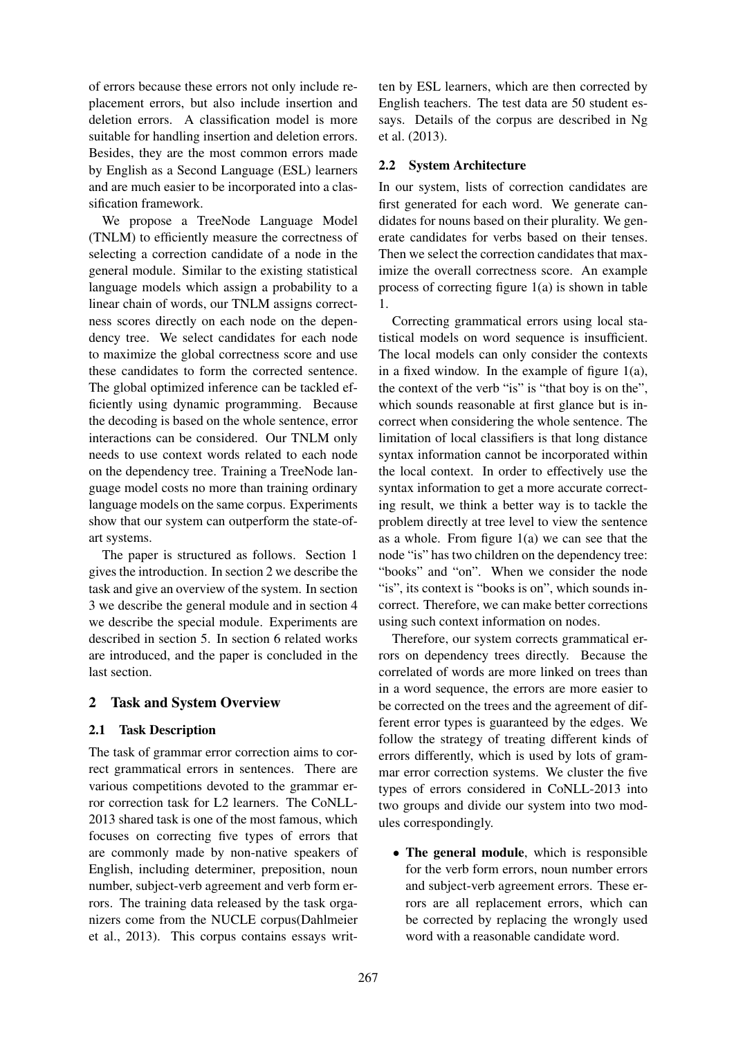of errors because these errors not only include replacement errors, but also include insertion and deletion errors. A classification model is more suitable for handling insertion and deletion errors. Besides, they are the most common errors made by English as a Second Language (ESL) learners and are much easier to be incorporated into a classification framework.

We propose a TreeNode Language Model (TNLM) to efficiently measure the correctness of selecting a correction candidate of a node in the general module. Similar to the existing statistical language models which assign a probability to a linear chain of words, our TNLM assigns correctness scores directly on each node on the dependency tree. We select candidates for each node to maximize the global correctness score and use these candidates to form the corrected sentence. The global optimized inference can be tackled efficiently using dynamic programming. Because the decoding is based on the whole sentence, error interactions can be considered. Our TNLM only needs to use context words related to each node on the dependency tree. Training a TreeNode language model costs no more than training ordinary language models on the same corpus. Experiments show that our system can outperform the state-of-art systems.

The paper is structured as follows. Section 1 gives the introduction. In section 2 we describe the task and give an overview of the system. In section 3 we describe the general module and in section 4 we describe the special module. Experiments are described in section 5. In section 6 related works are introduced, and the paper is concluded in the last section.

## 2 Task and System Overview

### 2.1 Task Description

The task of grammar error correction aims to correct grammatical errors in sentences. There are various competitions devoted to the grammar error correction task for L2 learners. The CoNLL-2013 shared task is one of the most famous, which focuses on correcting five types of errors that are commonly made by non-native speakers of English, including determiner, preposition, noun number, subject-verb agreement and verb form errors. The training data released by the task organizers come from the NUCLE corpus(Dahlmeier et al., 2013). This corpus contains essays written by ESL learners, which are then corrected by English teachers. The test data are 50 student essays. Details of the corpus are described in Ng et al. (2013).

### 2.2 System Architecture

In our system, lists of correction candidates are first generated for each word. We generate candidates for nouns based on their plurality. We generate candidates for verbs based on their tenses. Then we select the correction candidates that maximize the overall correctness score. An example process of correcting figure 1(a) is shown in table 1.

Correcting grammatical errors using local statistical models on word sequence is insufficient. The local models can only consider the contexts in a fixed window. In the example of figure 1(a), the context of the verb "is" is "that boy is on the", which sounds reasonable at first glance but is incorrect when considering the whole sentence. The limitation of local classifiers is that long distance syntax information cannot be incorporated within the local context. In order to effectively use the syntax information to get a more accurate correcting result, we think a better way is to tackle the problem directly at tree level to view the sentence as a whole. From figure 1(a) we can see that the node "is" has two children on the dependency tree: "books" and "on". When we consider the node "is", its context is "books is on", which sounds incorrect. Therefore, we can make better corrections using such context information on nodes.

Therefore, our system corrects grammatical errors on dependency trees directly. Because the correlated of words are more linked on trees than in a word sequence, the errors are more easier to be corrected on the trees and the agreement of different error types is guaranteed by the edges. We follow the strategy of treating different kinds of errors differently, which is used by lots of grammar error correction systems. We cluster the five types of errors considered in CoNLL-2013 into two groups and divide our system into two modules correspondingly.

- **The general module**, which is responsible for the verb form errors, noun number errors and subject-verb agreement errors. These errors are all replacement errors, which can be corrected by replacing the wrongly used word with a reasonable candidate word.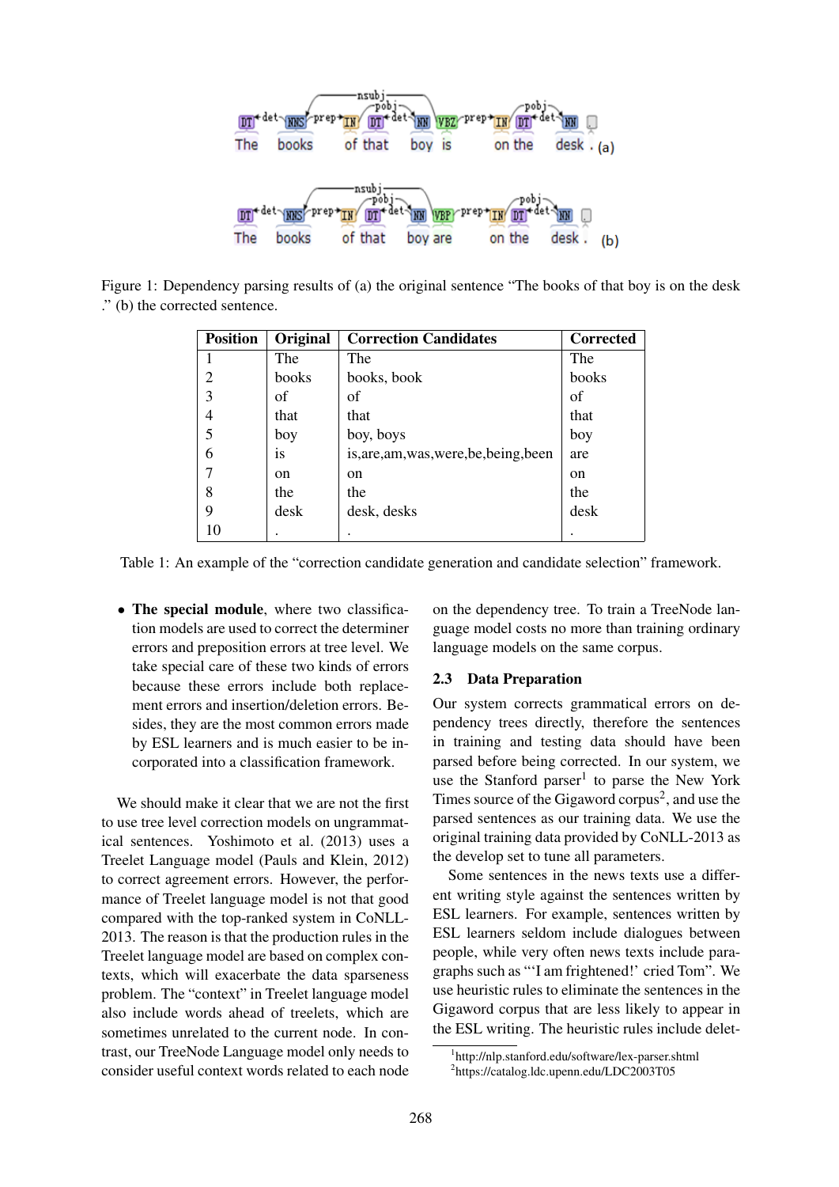Figure 1: Dependency parsing results of (a) the original sentence "The books of that boy is on the desk ." (b) the corrected sentence.

| Position | Original | Correction Candidates | Corrected |
|---|---|---|---|
| 1 | The | The | The |
| 2 | books | books, book | books |
| 3 | of | of | of |
| 4 | that | that | that |
| 5 | boy | boy, boys | boy |
| 6 | is | is,are,am,was,were,be,being,been | are |
| 7 | on | on | on |
| 8 | the | the | the |
| 9 | desk | desk, desks | desk |
| 10 | . | . | . |

Table 1: An example of the "correction candidate generation and candidate selection" framework.

- **The special module**, where two classification models are used to correct the determiner errors and preposition errors at tree level. We take special care of these two kinds of errors because these errors include both replacement errors and insertion/deletion errors. Besides, they are the most common errors made by ESL learners and is much easier to be incorporated into a classification framework.

We should make it clear that we are not the first to use tree level correction models on ungrammatical sentences. Yoshimoto et al. (2013) uses a Treelet Language model (Pauls and Klein, 2012) to correct agreement errors. However, the performance of Treelet language model is not that good compared with the top-ranked system in CoNLL-2013. The reason is that the production rules in the Treelet language model are based on complex contexts, which will exacerbate the data sparseness problem. The "context" in Treelet language model also include words ahead of treelets, which are sometimes unrelated to the current node. In contrast, our TreeNode Language model only needs to consider useful context words related to each node on the dependency tree. To train a TreeNode language model costs no more than training ordinary language models on the same corpus.

## 2.3 Data Preparation

Our system corrects grammatical errors on dependency trees directly, therefore the sentences in training and testing data should have been parsed before being corrected. In our system, we use the Stanford parser[1] to parse the New York Times source of the Gigaword corpus[2], and use the parsed sentences as our training data. We use the original training data provided by CoNLL-2013 as the develop set to tune all parameters.

Some sentences in the news texts use a different writing style against the sentences written by ESL learners. For example, sentences written by ESL learners seldom include dialogues between people, while very often news texts include paragraphs such as "'I am frightened!' cried Tom". We use heuristic rules to eliminate the sentences in the Gigaword corpus that are less likely to appear in the ESL writing. The heuristic rules include delet-

[1]http://nlp.stanford.edu/software/lex-parser.shtml
[2]https://catalog.ldc.upenn.edu/LDC2003T05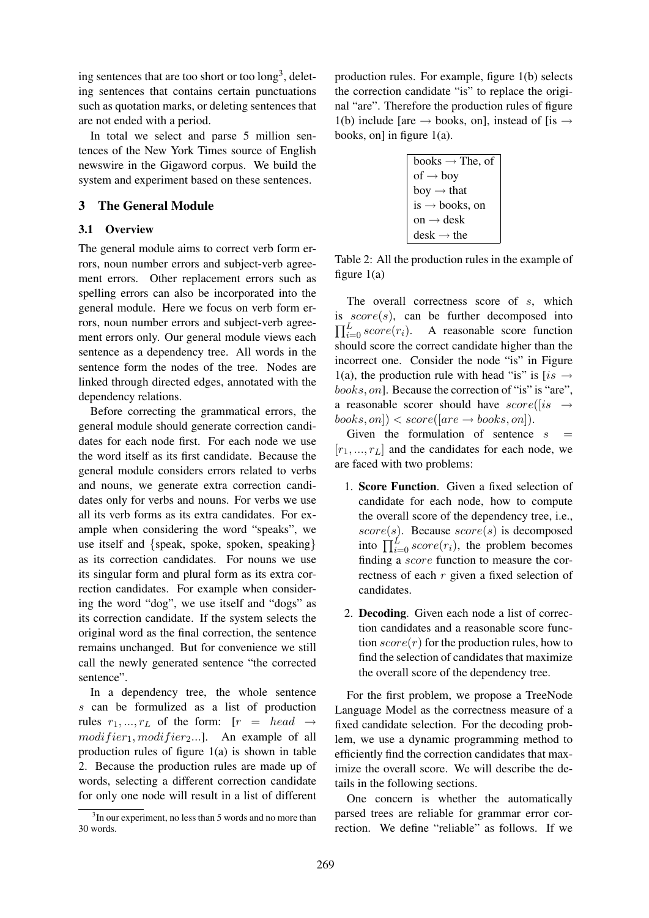ing sentences that are too short or too long[3], deleting sentences that contains certain punctuations such as quotation marks, or deleting sentences that are not ended with a period.

In total we select and parse 5 million sentences of the New York Times source of English newswire in the Gigaword corpus. We build the system and experiment based on these sentences.

## 3 The General Module

### 3.1 Overview

The general module aims to correct verb form errors, noun number errors and subject-verb agreement errors. Other replacement errors such as spelling errors can also be incorporated into the general module. Here we focus on verb form errors, noun number errors and subject-verb agreement errors only. Our general module views each sentence as a dependency tree. All words in the sentence form the nodes of the tree. Nodes are linked through directed edges, annotated with the dependency relations.

Before correcting the grammatical errors, the general module should generate correction candidates for each node first. For each node we use the word itself as its first candidate. Because the general module considers errors related to verbs and nouns, we generate extra correction candidates only for verbs and nouns. For verbs we use all its verb forms as its extra candidates. For example when considering the word "speaks", we use itself and {speak, spoke, spoken, speaking} as its correction candidates. For nouns we use its singular form and plural form as its extra correction candidates. For example when considering the word "dog", we use itself and "dogs" as its correction candidate. If the system selects the original word as the final correction, the sentence remains unchanged. But for convenience we still call the newly generated sentence "the corrected sentence".

In a dependency tree, the whole sentence $s$ can be formulized as a list of production rules $r_1, ..., r_L$ of the form: $[r = head \rightarrow modifier_1, modifier_2 ...]$. An example of all production rules of figure 1(a) is shown in table 2. Because the production rules are made up of words, selecting a different correction candidate for only one node will result in a list of different production rules. For example, figure 1(b) selects the correction candidate "is" to replace the original "are". Therefore the production rules of figure 1(b) include [are → books, on], instead of [is → books, on] in figure 1(a).

| books → The, of |
|---|
| of → boy |
| boy → that |
| is → books, on |
| on → desk |
| desk → the |

Table 2: All the production rules in the example of figure 1(a)

The overall correctness score of $s$, which is $score(s)$, can be further decomposed into $\prod_{i=0}^{L} score(r_i)$. A reasonable score function should score the correct candidate higher than the incorrect one. Consider the node "is" in Figure 1(a), the production rule with head "is" is $[is \rightarrow books, on]$. Because the correction of "is" is "are", a reasonable scorer should have $score([is \rightarrow books, on]) < score([are \rightarrow books, on])$.

Given the formulation of sentence $s = [r_1, ..., r_L]$ and the candidates for each node, we are faced with two problems:

1. **Score Function**. Given a fixed selection of candidate for each node, how to compute the overall score of the dependency tree, i.e., $score(s)$. Because $score(s)$ is decomposed into $\prod_{i=0}^{L} score(r_i)$, the problem becomes finding a $score$ function to measure the correctness of each $r$ given a fixed selection of candidates.

2. **Decoding**. Given each node a list of correction candidates and a reasonable score function $score(r)$ for the production rules, how to find the selection of candidates that maximize the overall score of the dependency tree.

For the first problem, we propose a TreeNode Language Model as the correctness measure of a fixed candidate selection. For the decoding problem, we use a dynamic programming method to efficiently find the correction candidates that maximize the overall score. We will describe the details in the following sections.

One concern is whether the automatically parsed trees are reliable for grammar error correction. We define "reliable" as follows. If we

[3] In our experiment, no less than 5 words and no more than 30 words.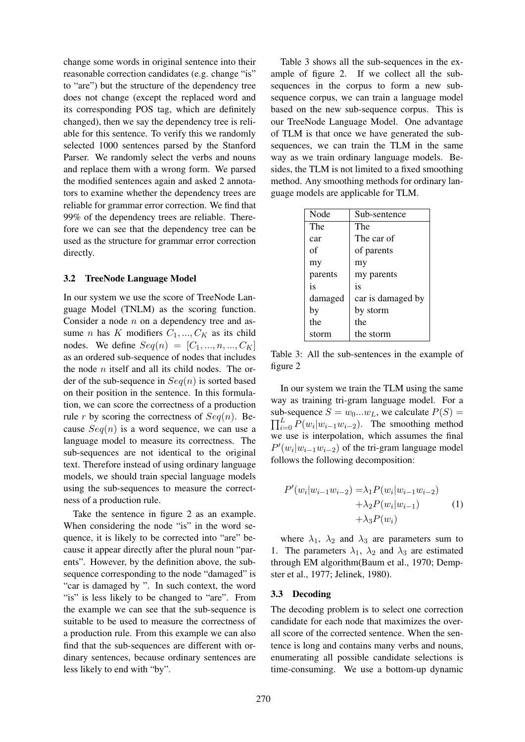change some words in original sentence into their reasonable correction candidates (e.g. change "is" to "are") but the structure of the dependency tree does not change (except the replaced word and its corresponding POS tag, which are definitely changed), then we say the dependency tree is reliable for this sentence. To verify this we randomly selected 1000 sentences parsed by the Stanford Parser. We randomly select the verbs and nouns and replace them with a wrong form. We parsed the modified sentences again and asked 2 annotators to examine whether the dependency trees are reliable for grammar error correction. We find that 99% of the dependency trees are reliable. Therefore we can see that the dependency tree can be used as the structure for grammar error correction directly.

### 3.2 TreeNode Language Model

In our system we use the score of TreeNode Language Model (TNLM) as the scoring function. Consider a node $n$ on a dependency tree and assume $n$ has $K$ modifiers $C_1, ..., C_K$ as its child nodes. We define $Seq(n) = [C_1, ..., n, ..., C_K]$ as an ordered sub-sequence of nodes that includes the node $n$ itself and all its child nodes. The order of the sub-sequence in $Seq(n)$ is sorted based on their position in the sentence. In this formulation, we can score the correctness of a production rule $r$ by scoring the correctness of $Seq(n)$. Because $Seq(n)$ is a word sequence, we can use a language model to measure its correctness. The sub-sequences are not identical to the original text. Therefore instead of using ordinary language models, we should train special language models using the sub-sequences to measure the correctness of a production rule.

Take the sentence in figure 2 as an example. When considering the node "is" in the word sequence, it is likely to be corrected into "are" because it appear directly after the plural noun "parents". However, by the definition above, the sub-sequence corresponding to the node "damaged" is "car is damaged by ". In such context, the word "is" is less likely to be changed to "are". From the example we can see that the sub-sequence is suitable to be used to measure the correctness of a production rule. From this example we can also find that the sub-sequences are different with ordinary sentences, because ordinary sentences are less likely to end with "by".

Table 3 shows all the sub-sequences in the example of figure 2. If we collect all the sub-sequences in the corpus to form a new sub-sequence corpus, we can train a language model based on the new sub-sequence corpus. This is our TreeNode Language Model. One advantage of TLM is that once we have generated the sub-sequences, we can train the TLM in the same way as we train ordinary language models. Besides, the TLM is not limited to a fixed smoothing method. Any smoothing methods for ordinary language models are applicable for TLM.

| Node | Sub-sentence |
|---|---|
| The | The |
| car | The car of |
| of | of parents |
| my | my |
| parents | my parents |
| is | is |
| damaged | car is damaged by |
| by | by storm |
| the | the |
| storm | the storm |

Table 3: All the sub-sentences in the example of figure 2

In our system we train the TLM using the same way as training tri-gram language model. For a sub-sequence $S = w_0...w_L$, we calculate $P(S) = \prod_{i=0}^{L} P(w_i|w_{i-1}w_{i-2})$. The smoothing method we use is interpolation, which assumes the final $P'(w_i|w_{i-1}w_{i-2})$ of the tri-gram language model follows the following decomposition:

$$
\begin{aligned}
P'(w_i|w_{i-1}w_{i-2}) = &\lambda_1 P(w_i|w_{i-1}w_{i-2}) \\
&+ \lambda_2 P(w_i|w_{i-1}) \\
&+ \lambda_3 P(w_i)
\end{aligned}
\tag{1}
$$

where $\lambda_1$, $\lambda_2$ and $\lambda_3$ are parameters sum to 1. The parameters $\lambda_1$, $\lambda_2$ and $\lambda_3$ are estimated through EM algorithm(Baum et al., 1970; Dempster et al., 1977; Jelinek, 1980).

### 3.3 Decoding

The decoding problem is to select one correction candidate for each node that maximizes the overall score of the corrected sentence. When the sentence is long and contains many verbs and nouns, enumerating all possible candidate selections is time-consuming. We use a bottom-up dynamic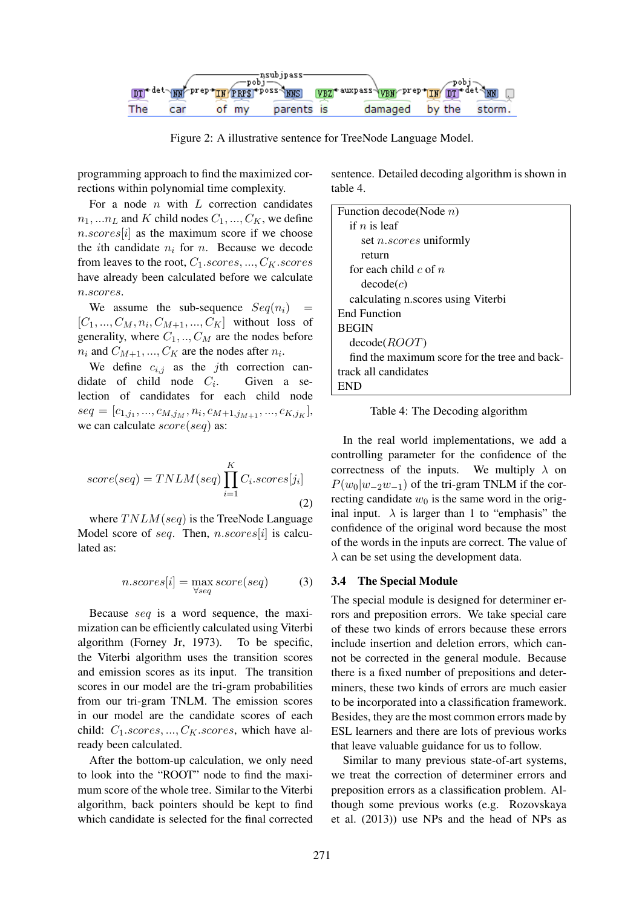The car of my parents is damaged by the storm.

Figure 2: A illustrative sentence for TreeNode Language Model.

programming approach to find the maximized corrections within polynomial time complexity.

For a node $n$ with $L$ correction candidates $n_1, ... n_L$ and $K$ child nodes $C_1, ..., C_K$, we define $n.scores[i]$ as the maximum score if we choose the $i$th candidate $n_i$ for $n$. Because we decode from leaves to the root, $C_1.scores, ..., C_K.scores$ have already been calculated before we calculate $n.scores$.

We assume the sub-sequence $Seq(n_i) = [C_1, ..., C_M, n_i, C_{M+1}, ..., C_K]$ without loss of generality, where $C_1, .., C_M$ are the nodes before $n_i$ and $C_{M+1}, ..., C_K$ are the nodes after $n_i$.

We define $c_{i,j}$ as the $j$th correction candidate of child node $C_i$. Given a selection of candidates for each child node $seq = [c_{1,j_1}, ..., c_{M,j_M}, n_i, c_{M+1,j_{M+1}}, ..., c_{K,j_K}]$, we can calculate $score(seq)$ as:

$$score(seq) = TNLM(seq) \prod_{i=1}^{K} C_i.scores[j_i] \quad (2)$$

where $TNLM(seq)$ is the TreeNode Language Model score of $seq$. Then, $n.scores[i]$ is calculated as:

$$n.scores[i] = \max_{\forall seq} score(seq) \quad (3)$$

Because $seq$ is a word sequence, the maximization can be efficiently calculated using Viterbi algorithm (Forney Jr, 1973). To be specific, the Viterbi algorithm uses the transition scores and emission scores as its input. The transition scores in our model are the tri-gram probabilities from our tri-gram TNLM. The emission scores in our model are the candidate scores of each child: $C_1.scores, ..., C_K.scores$, which have already been calculated.

After the bottom-up calculation, we only need to look into the "ROOT" node to find the maximum score of the whole tree. Similar to the Viterbi algorithm, back pointers should be kept to find which candidate is selected for the final corrected sentence. Detailed decoding algorithm is shown in table 4.

```
Function decode(Node n)
  if n is leaf
    set n.scores uniformly
    return
  for each child c of n
    decode(c)
  calculating n.scores using Viterbi
End Function
BEGIN
  decode(ROOT)
  find the maximum score for the tree and back-
track all candidates
END
```

Table 4: The Decoding algorithm

In the real world implementations, we add a controlling parameter for the confidence of the correctness of the inputs. We multiply $\lambda$ on $P(w_0|w_{-2}w_{-1})$ of the tri-gram TNLM if the correcting candidate $w_0$ is the same word in the original input. $\lambda$ is larger than 1 to "emphasis" the confidence of the original word because the most of the words in the inputs are correct. The value of $\lambda$ can be set using the development data.

### 3.4 The Special Module

The special module is designed for determiner errors and preposition errors. We take special care of these two kinds of errors because these errors include insertion and deletion errors, which cannot be corrected in the general module. Because there is a fixed number of prepositions and determiners, these two kinds of errors are much easier to be incorporated into a classification framework. Besides, they are the most common errors made by ESL learners and there are lots of previous works that leave valuable guidance for us to follow.

Similar to many previous state-of-art systems, we treat the correction of determiner errors and preposition errors as a classification problem. Although some previous works (e.g. Rozovskaya et al. (2013)) use NPs and the head of NPs as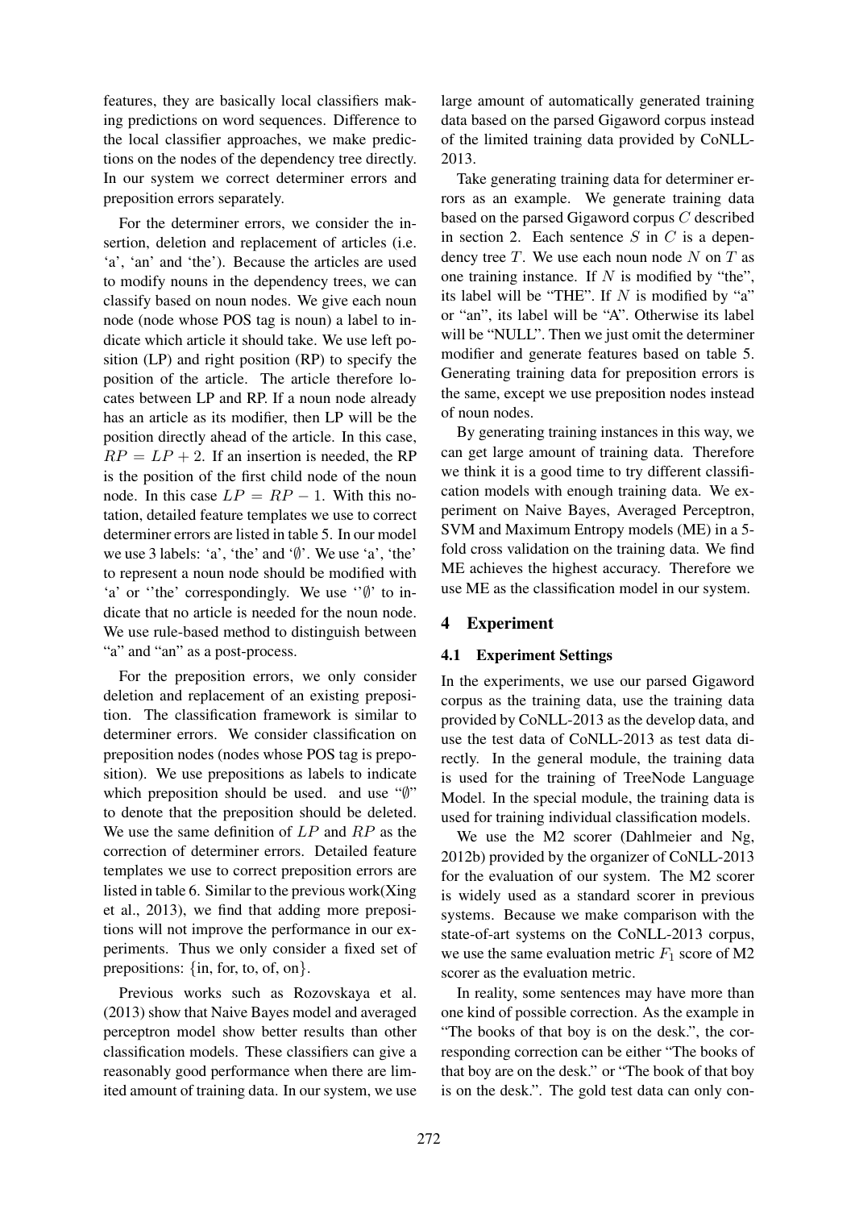features, they are basically local classifiers making predictions on word sequences. Difference to the local classifier approaches, we make predictions on the nodes of the dependency tree directly. In our system we correct determiner errors and preposition errors separately.

For the determiner errors, we consider the insertion, deletion and replacement of articles (i.e. 'a', 'an' and 'the'). Because the articles are used to modify nouns in the dependency trees, we can classify based on noun nodes. We give each noun node (node whose POS tag is noun) a label to indicate which article it should take. We use left position (LP) and right position (RP) to specify the position of the article. The article therefore locates between LP and RP. If a noun node already has an article as its modifier, then LP will be the position directly ahead of the article. In this case, $RP = LP + 2$. If an insertion is needed, the RP is the position of the first child node of the noun node. In this case $LP = RP - 1$. With this notation, detailed feature templates we use to correct determiner errors are listed in table 5. In our model we use 3 labels: 'a', 'the' and '$\emptyset$'. We use 'a', 'the' to represent a noun node should be modified with 'a' or ''the' correspondingly. We use ''$\emptyset$' to indicate that no article is needed for the noun node. We use rule-based method to distinguish between "a" and "an" as a post-process.

For the preposition errors, we only consider deletion and replacement of an existing preposition. The classification framework is similar to determiner errors. We consider classification on preposition nodes (nodes whose POS tag is preposition). We use prepositions as labels to indicate which preposition should be used. and use "$\emptyset$" to denote that the preposition should be deleted. We use the same definition of $LP$ and $RP$ as the correction of determiner errors. Detailed feature templates we use to correct preposition errors are listed in table 6. Similar to the previous work(Xing et al., 2013), we find that adding more prepositions will not improve the performance in our experiments. Thus we only consider a fixed set of prepositions: {in, for, to, of, on}.

Previous works such as Rozovskaya et al. (2013) show that Naive Bayes model and averaged perceptron model show better results than other classification models. These classifiers can give a reasonably good performance when there are limited amount of training data. In our system, we use large amount of automatically generated training data based on the parsed Gigaword corpus instead of the limited training data provided by CoNLL-2013.

Take generating training data for determiner errors as an example. We generate training data based on the parsed Gigaword corpus $C$ described in section 2. Each sentence $S$ in $C$ is a dependency tree $T$. We use each noun node $N$ on $T$ as one training instance. If $N$ is modified by "the", its label will be "THE". If $N$ is modified by "a" or "an", its label will be "A". Otherwise its label will be "NULL". Then we just omit the determiner modifier and generate features based on table 5. Generating training data for preposition errors is the same, except we use preposition nodes instead of noun nodes.

By generating training instances in this way, we can get large amount of training data. Therefore we think it is a good time to try different classification models with enough training data. We experiment on Naive Bayes, Averaged Perceptron, SVM and Maximum Entropy models (ME) in a 5-fold cross validation on the training data. We find ME achieves the highest accuracy. Therefore we use ME as the classification model in our system.

## 4 Experiment

### 4.1 Experiment Settings

In the experiments, we use our parsed Gigaword corpus as the training data, use the training data provided by CoNLL-2013 as the develop data, and use the test data of CoNLL-2013 as test data directly. In the general module, the training data is used for the training of TreeNode Language Model. In the special module, the training data is used for training individual classification models.

We use the M2 scorer (Dahlmeier and Ng, 2012b) provided by the organizer of CoNLL-2013 for the evaluation of our system. The M2 scorer is widely used as a standard scorer in previous systems. Because we make comparison with the state-of-art systems on the CoNLL-2013 corpus, we use the same evaluation metric $F_1$ score of M2 scorer as the evaluation metric.

In reality, some sentences may have more than one kind of possible correction. As the example in "The books of that boy is on the desk.", the corresponding correction can be either "The books of that boy are on the desk." or "The book of that boy is on the desk.". The gold test data can only con-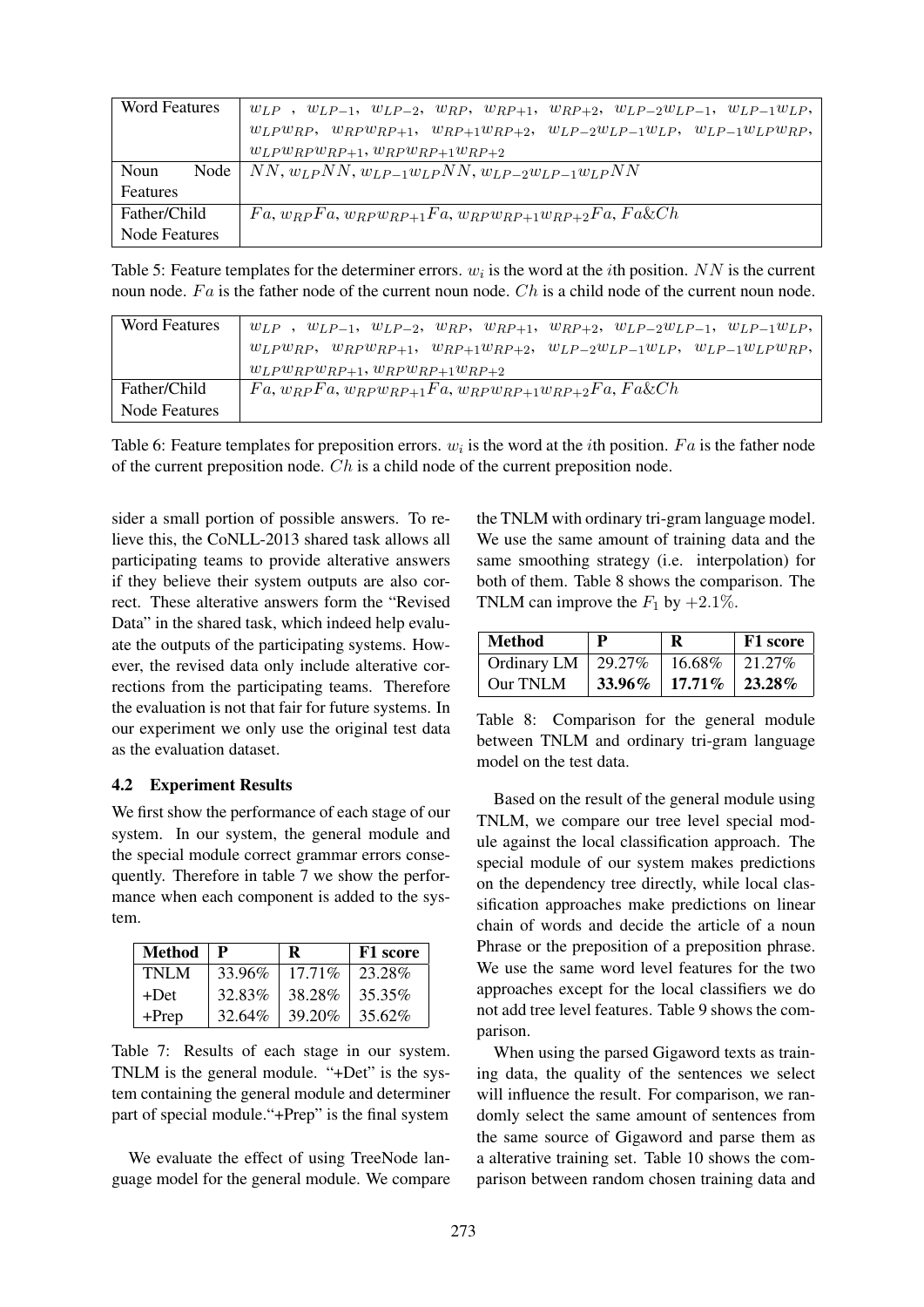| Word Features | $w_{LP}$ , $w_{LP-1}$, $w_{LP-2}$, $w_{RP}$, $w_{RP+1}$, $w_{RP+2}$, $w_{LP-2}w_{LP-1}$, $w_{LP-1}w_{LP}$, $w_{LP}w_{RP}$, $w_{RP}w_{RP+1}$, $w_{RP+1}w_{RP+2}$, $w_{LP-2}w_{LP-1}w_{LP}$, $w_{LP-1}w_{LP}w_{RP}$, $w_{LP}w_{RP}w_{RP+1}$, $w_{RP}w_{RP+1}w_{RP+2}$ |
|---|---|
| Noun Node Features | $NN$, $w_{LP}NN$, $w_{LP-1}w_{LP}NN$, $w_{LP-2}w_{LP-1}w_{LP}NN$ |
| Father/Child Node Features | $Fa$, $w_{RP}Fa$, $w_{RP}w_{RP+1}Fa$, $w_{RP}w_{RP+1}w_{RP+2}Fa$, $Fa\&Ch$ |

Table 5: Feature templates for the determiner errors. $w_i$ is the word at the $i$th position. $NN$ is the current noun node. $Fa$ is the father node of the current noun node. $Ch$ is a child node of the current noun node.

| Word Features | $w_{LP}$ , $w_{LP-1}$, $w_{LP-2}$, $w_{RP}$, $w_{RP+1}$, $w_{RP+2}$, $w_{LP-2}w_{LP-1}$, $w_{LP-1}w_{LP}$, $w_{LP}w_{RP}$, $w_{RP}w_{RP+1}$, $w_{RP+1}w_{RP+2}$, $w_{LP-2}w_{LP-1}w_{LP}$, $w_{LP-1}w_{LP}w_{RP}$, $w_{LP}w_{RP}w_{RP+1}$, $w_{RP}w_{RP+1}w_{RP+2}$ |
|---|---|
| Father/Child Node Features | $Fa$, $w_{RP}Fa$, $w_{RP}w_{RP+1}Fa$, $w_{RP}w_{RP+1}w_{RP+2}Fa$, $Fa\&Ch$ |

Table 6: Feature templates for preposition errors. $w_i$ is the word at the $i$th position. $Fa$ is the father node of the current preposition node. $Ch$ is a child node of the current preposition node.

sider a small portion of possible answers. To relieve this, the CoNLL-2013 shared task allows all participating teams to provide alterative answers if they believe their system outputs are also correct. These alterative answers form the "Revised Data" in the shared task, which indeed help evaluate the outputs of the participating systems. However, the revised data only include alterative corrections from the participating teams. Therefore the evaluation is not that fair for future systems. In our experiment we only use the original test data as the evaluation dataset.

### 4.2 Experiment Results

We first show the performance of each stage of our system. In our system, the general module and the special module correct grammar errors consequently. Therefore in table 7 we show the performance when each component is added to the system.

| Method | P | R | F1 score |
|---|---|---|---|
| TNLM | 33.96% | 17.71% | 23.28% |
| +Det | 32.83% | 38.28% | 35.35% |
| +Prep | 32.64% | 39.20% | 35.62% |

Table 7: Results of each stage in our system. TNLM is the general module. "+Det" is the system containing the general module and determiner part of special module."+Prep" is the final system

We evaluate the effect of using TreeNode language model for the general module. We compare the TNLM with ordinary tri-gram language model. We use the same amount of training data and the same smoothing strategy (i.e. interpolation) for both of them. Table 8 shows the comparison. The TNLM can improve the $F_1$ by $+2.1\%$.

| Method | P | R | F1 score |
|---|---|---|---|
| Ordinary LM | 29.27% | 16.68% | 21.27% |
| Our TNLM | **33.96%** | **17.71%** | **23.28%** |

Table 8: Comparison for the general module between TNLM and ordinary tri-gram language model on the test data.

Based on the result of the general module using TNLM, we compare our tree level special module against the local classification approach. The special module of our system makes predictions on the dependency tree directly, while local classification approaches make predictions on linear chain of words and decide the article of a noun Phrase or the preposition of a preposition phrase. We use the same word level features for the two approaches except for the local classifiers we do not add tree level features. Table 9 shows the comparison.

When using the parsed Gigaword texts as training data, the quality of the sentences we select will influence the result. For comparison, we randomly select the same amount of sentences from the same source of Gigaword and parse them as a alterative training set. Table 10 shows the comparison between random chosen training data and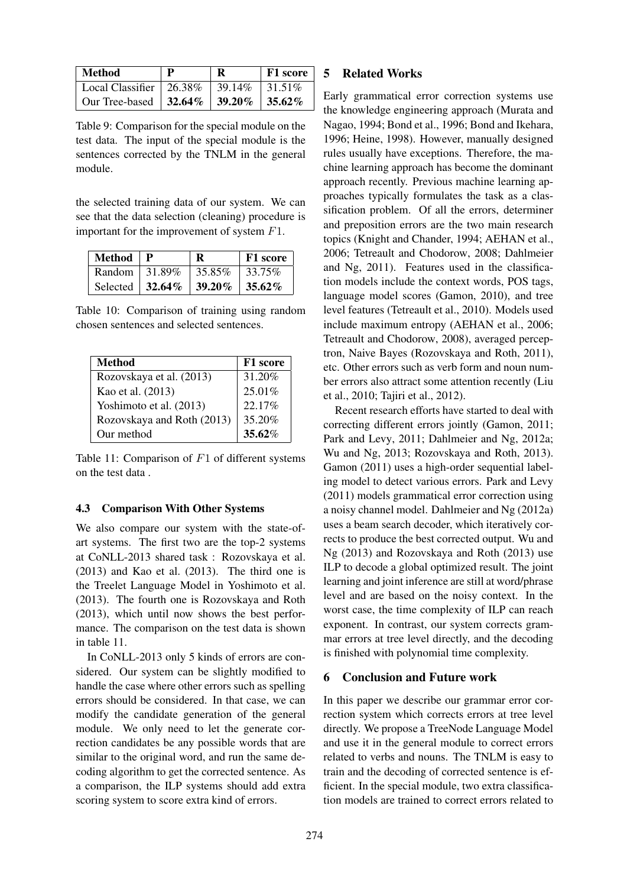| Method | P | R | F1 score |
|---|---|---|---|
| Local Classifier | 26.38% | 39.14% | 31.51% |
| Our Tree-based | **32.64%** | **39.20%** | **35.62%** |

Table 9: Comparison for the special module on the test data. The input of the special module is the sentences corrected by the TNLM in the general module.

the selected training data of our system. We can see that the data selection (cleaning) procedure is important for the improvement of system $F1$.

| Method | P | R | F1 score |
|---|---|---|---|
| Random | 31.89% | 35.85% | 33.75% |
| Selected | **32.64%** | **39.20%** | **35.62%** |

Table 10: Comparison of training using random chosen sentences and selected sentences.

| Method | F1 score |
|---|---|
| Rozovskaya et al. (2013) | 31.20% |
| Kao et al. (2013) | 25.01% |
| Yoshimoto et al. (2013) | 22.17% |
| Rozovskaya and Roth (2013) | 35.20% |
| Our method | **35.62%** |

Table 11: Comparison of $F1$ of different systems on the test data .

### 4.3 Comparison With Other Systems

We also compare our system with the state-of-art systems. The first two are the top-2 systems at CoNLL-2013 shared task : Rozovskaya et al. (2013) and Kao et al. (2013). The third one is the Treelet Language Model in Yoshimoto et al. (2013). The fourth one is Rozovskaya and Roth (2013), which until now shows the best performance. The comparison on the test data is shown in table 11.

In CoNLL-2013 only 5 kinds of errors are considered. Our system can be slightly modified to handle the case where other errors such as spelling errors should be considered. In that case, we can modify the candidate generation of the general module. We only need to let the generate correction candidates be any possible words that are similar to the original word, and run the same decoding algorithm to get the corrected sentence. As a comparison, the ILP systems should add extra scoring system to score extra kind of errors.

## 5 Related Works

Early grammatical error correction systems use the knowledge engineering approach (Murata and Nagao, 1994; Bond et al., 1996; Bond and Ikehara, 1996; Heine, 1998). However, manually designed rules usually have exceptions. Therefore, the machine learning approach has become the dominant approach recently. Previous machine learning approaches typically formulates the task as a classification problem. Of all the errors, determiner and preposition errors are the two main research topics (Knight and Chander, 1994; AEHAN et al., 2006; Tetreault and Chodorow, 2008; Dahlmeier and Ng, 2011). Features used in the classification models include the context words, POS tags, language model scores (Gamon, 2010), and tree level features (Tetreault et al., 2010). Models used include maximum entropy (AEHAN et al., 2006; Tetreault and Chodorow, 2008), averaged perceptron, Naive Bayes (Rozovskaya and Roth, 2011), etc. Other errors such as verb form and noun number errors also attract some attention recently (Liu et al., 2010; Tajiri et al., 2012).

Recent research efforts have started to deal with correcting different errors jointly (Gamon, 2011; Park and Levy, 2011; Dahlmeier and Ng, 2012a; Wu and Ng, 2013; Rozovskaya and Roth, 2013). Gamon (2011) uses a high-order sequential labeling model to detect various errors. Park and Levy (2011) models grammatical error correction using a noisy channel model. Dahlmeier and Ng (2012a) uses a beam search decoder, which iteratively corrects to produce the best corrected output. Wu and Ng (2013) and Rozovskaya and Roth (2013) use ILP to decode a global optimized result. The joint learning and joint inference are still at word/phrase level and are based on the noisy context. In the worst case, the time complexity of ILP can reach exponent. In contrast, our system corrects grammar errors at tree level directly, and the decoding is finished with polynomial time complexity.

## 6 Conclusion and Future work

In this paper we describe our grammar error correction system which corrects errors at tree level directly. We propose a TreeNode Language Model and use it in the general module to correct errors related to verbs and nouns. The TNLM is easy to train and the decoding of corrected sentence is efficient. In the special module, two extra classification models are trained to correct errors related to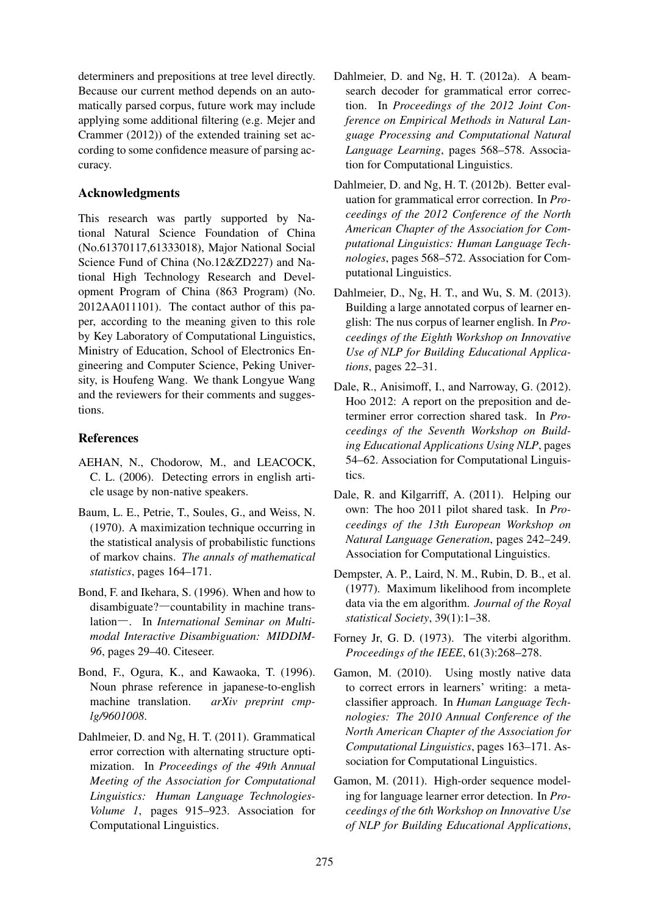determiners and prepositions at tree level directly. Because our current method depends on an automatically parsed corpus, future work may include applying some additional filtering (e.g. Mejer and Crammer (2012)) of the extended training set according to some confidence measure of parsing accuracy.

## Acknowledgments

This research was partly supported by National Natural Science Foundation of China (No.61370117,61333018), Major National Social Science Fund of China (No.12&ZD227) and National High Technology Research and Development Program of China (863 Program) (No. 2012AA011101). The contact author of this paper, according to the meaning given to this role by Key Laboratory of Computational Linguistics, Ministry of Education, School of Electronics Engineering and Computer Science, Peking University, is Houfeng Wang. We thank Longyue Wang and the reviewers for their comments and suggestions.

## References

AEHAN, N., Chodorow, M., and LEACOCK, C. L. (2006). Detecting errors in english article usage by non-native speakers.

Baum, L. E., Petrie, T., Soules, G., and Weiss, N. (1970). A maximization technique occurring in the statistical analysis of probabilistic functions of markov chains. *The annals of mathematical statistics*, pages 164–171.

Bond, F. and Ikehara, S. (1996). When and how to disambiguate?—countability in machine translation—. In *International Seminar on Multimodal Interactive Disambiguation: MIDDIM-96*, pages 29–40. Citeseer.

Bond, F., Ogura, K., and Kawaoka, T. (1996). Noun phrase reference in japanese-to-english machine translation. *arXiv preprint cmp-lg/9601008*.

Dahlmeier, D. and Ng, H. T. (2011). Grammatical error correction with alternating structure optimization. In *Proceedings of the 49th Annual Meeting of the Association for Computational Linguistics: Human Language Technologies-Volume 1*, pages 915–923. Association for Computational Linguistics.

Dahlmeier, D. and Ng, H. T. (2012a). A beam-search decoder for grammatical error correction. In *Proceedings of the 2012 Joint Conference on Empirical Methods in Natural Language Processing and Computational Natural Language Learning*, pages 568–578. Association for Computational Linguistics.

Dahlmeier, D. and Ng, H. T. (2012b). Better evaluation for grammatical error correction. In *Proceedings of the 2012 Conference of the North American Chapter of the Association for Computational Linguistics: Human Language Technologies*, pages 568–572. Association for Computational Linguistics.

Dahlmeier, D., Ng, H. T., and Wu, S. M. (2013). Building a large annotated corpus of learner english: The nus corpus of learner english. In *Proceedings of the Eighth Workshop on Innovative Use of NLP for Building Educational Applications*, pages 22–31.

Dale, R., Anisimoff, I., and Narroway, G. (2012). Hoo 2012: A report on the preposition and determiner error correction shared task. In *Proceedings of the Seventh Workshop on Building Educational Applications Using NLP*, pages 54–62. Association for Computational Linguistics.

Dale, R. and Kilgarriff, A. (2011). Helping our own: The hoo 2011 pilot shared task. In *Proceedings of the 13th European Workshop on Natural Language Generation*, pages 242–249. Association for Computational Linguistics.

Dempster, A. P., Laird, N. M., Rubin, D. B., et al. (1977). Maximum likelihood from incomplete data via the em algorithm. *Journal of the Royal statistical Society*, 39(1):1–38.

Forney Jr, G. D. (1973). The viterbi algorithm. *Proceedings of the IEEE*, 61(3):268–278.

Gamon, M. (2010). Using mostly native data to correct errors in learners' writing: a meta-classifier approach. In *Human Language Technologies: The 2010 Annual Conference of the North American Chapter of the Association for Computational Linguistics*, pages 163–171. Association for Computational Linguistics.

Gamon, M. (2011). High-order sequence modeling for language learner error detection. In *Proceedings of the 6th Workshop on Innovative Use of NLP for Building Educational Applications*,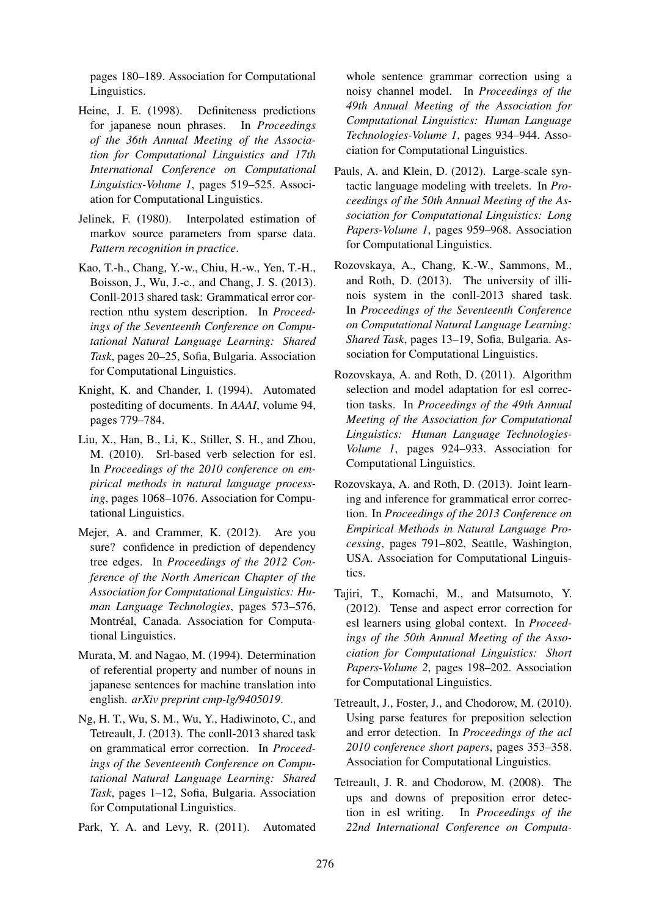pages 180–189. Association for Computational Linguistics.

Heine, J. E. (1998). Definiteness predictions for japanese noun phrases. In *Proceedings of the 36th Annual Meeting of the Association for Computational Linguistics and 17th International Conference on Computational Linguistics-Volume 1*, pages 519–525. Association for Computational Linguistics.

Jelinek, F. (1980). Interpolated estimation of markov source parameters from sparse data. *Pattern recognition in practice*.

Kao, T.-h., Chang, Y.-w., Chiu, H.-w., Yen, T.-H., Boisson, J., Wu, J.-c., and Chang, J. S. (2013). Conll-2013 shared task: Grammatical error correction nthu system description. In *Proceedings of the Seventeenth Conference on Computational Natural Language Learning: Shared Task*, pages 20–25, Sofia, Bulgaria. Association for Computational Linguistics.

Knight, K. and Chander, I. (1994). Automated postediting of documents. In *AAAI*, volume 94, pages 779–784.

Liu, X., Han, B., Li, K., Stiller, S. H., and Zhou, M. (2010). Srl-based verb selection for esl. In *Proceedings of the 2010 conference on empirical methods in natural language processing*, pages 1068–1076. Association for Computational Linguistics.

Mejer, A. and Crammer, K. (2012). Are you sure? confidence in prediction of dependency tree edges. In *Proceedings of the 2012 Conference of the North American Chapter of the Association for Computational Linguistics: Human Language Technologies*, pages 573–576, Montréal, Canada. Association for Computational Linguistics.

Murata, M. and Nagao, M. (1994). Determination of referential property and number of nouns in japanese sentences for machine translation into english. *arXiv preprint cmp-lg/9405019*.

Ng, H. T., Wu, S. M., Wu, Y., Hadiwinoto, C., and Tetreault, J. (2013). The conll-2013 shared task on grammatical error correction. In *Proceedings of the Seventeenth Conference on Computational Natural Language Learning: Shared Task*, pages 1–12, Sofia, Bulgaria. Association for Computational Linguistics.

Park, Y. A. and Levy, R. (2011). Automated whole sentence grammar correction using a noisy channel model. In *Proceedings of the 49th Annual Meeting of the Association for Computational Linguistics: Human Language Technologies-Volume 1*, pages 934–944. Association for Computational Linguistics.

Pauls, A. and Klein, D. (2012). Large-scale syntactic language modeling with treelets. In *Proceedings of the 50th Annual Meeting of the Association for Computational Linguistics: Long Papers-Volume 1*, pages 959–968. Association for Computational Linguistics.

Rozovskaya, A., Chang, K.-W., Sammons, M., and Roth, D. (2013). The university of illinois system in the conll-2013 shared task. In *Proceedings of the Seventeenth Conference on Computational Natural Language Learning: Shared Task*, pages 13–19, Sofia, Bulgaria. Association for Computational Linguistics.

Rozovskaya, A. and Roth, D. (2011). Algorithm selection and model adaptation for esl correction tasks. In *Proceedings of the 49th Annual Meeting of the Association for Computational Linguistics: Human Language Technologies-Volume 1*, pages 924–933. Association for Computational Linguistics.

Rozovskaya, A. and Roth, D. (2013). Joint learning and inference for grammatical error correction. In *Proceedings of the 2013 Conference on Empirical Methods in Natural Language Processing*, pages 791–802, Seattle, Washington, USA. Association for Computational Linguistics.

Tajiri, T., Komachi, M., and Matsumoto, Y. (2012). Tense and aspect error correction for esl learners using global context. In *Proceedings of the 50th Annual Meeting of the Association for Computational Linguistics: Short Papers-Volume 2*, pages 198–202. Association for Computational Linguistics.

Tetreault, J., Foster, J., and Chodorow, M. (2010). Using parse features for preposition selection and error detection. In *Proceedings of the acl 2010 conference short papers*, pages 353–358. Association for Computational Linguistics.

Tetreault, J. R. and Chodorow, M. (2008). The ups and downs of preposition error detection in esl writing. In *Proceedings of the 22nd International Conference on Computa-*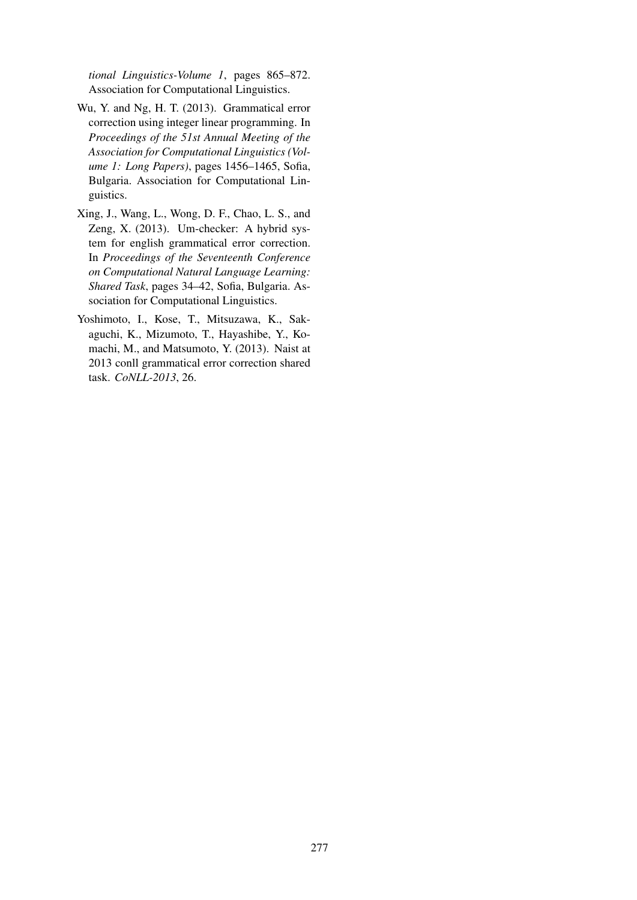*tional Linguistics-Volume 1*, pages 865–872. Association for Computational Linguistics.

Wu, Y. and Ng, H. T. (2013). Grammatical error correction using integer linear programming. In *Proceedings of the 51st Annual Meeting of the Association for Computational Linguistics (Volume 1: Long Papers)*, pages 1456–1465, Sofia, Bulgaria. Association for Computational Linguistics.

Xing, J., Wang, L., Wong, D. F., Chao, L. S., and Zeng, X. (2013). Um-checker: A hybrid system for english grammatical error correction. In *Proceedings of the Seventeenth Conference on Computational Natural Language Learning: Shared Task*, pages 34–42, Sofia, Bulgaria. Association for Computational Linguistics.

Yoshimoto, I., Kose, T., Mitsuzawa, K., Sakaguchi, K., Mizumoto, T., Hayashibe, Y., Komachi, M., and Matsumoto, Y. (2013). Naist at 2013 conll grammatical error correction shared task. *CoNLL-2013*, 26.